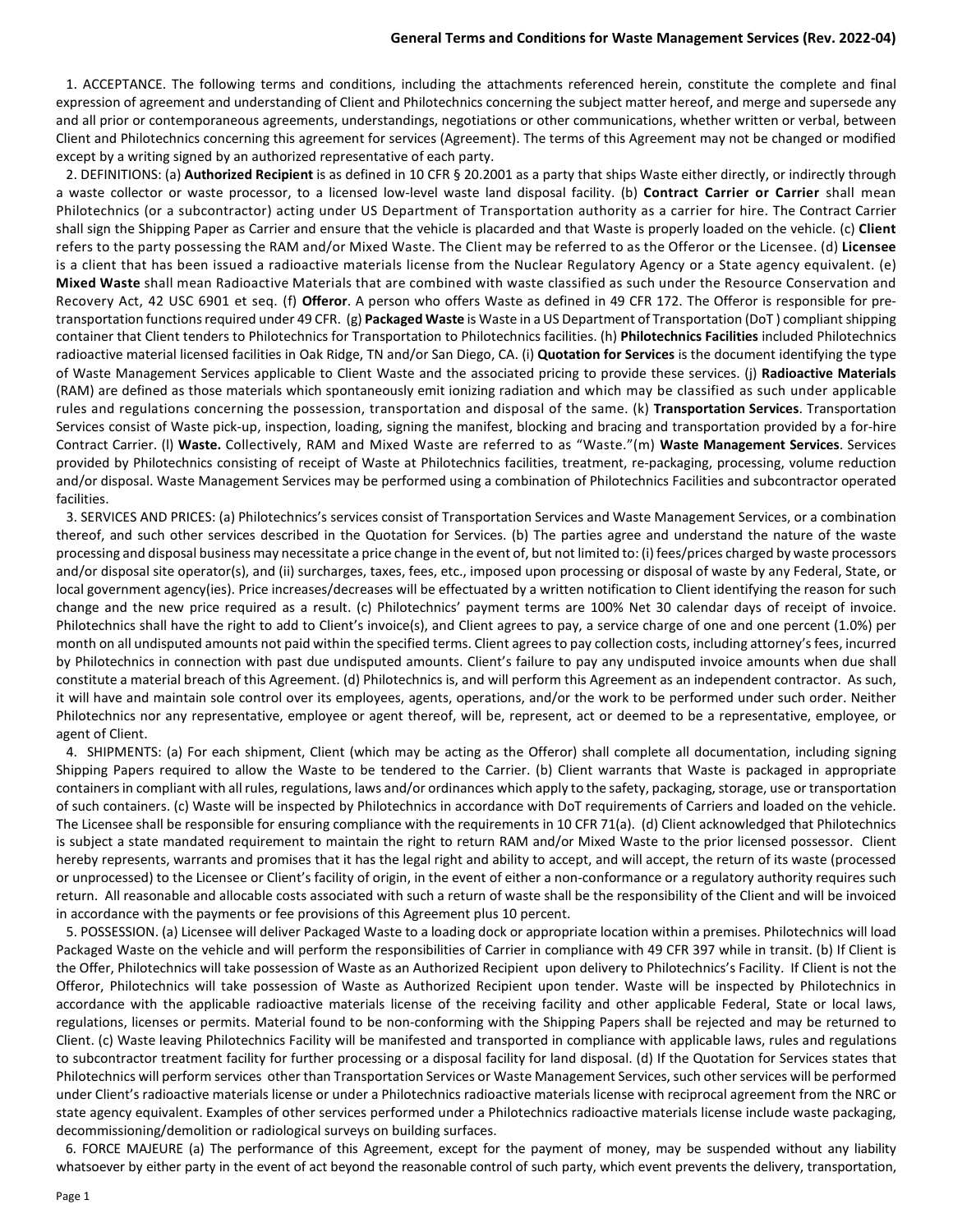# General Terms and Conditions for Waste Management Services (Rev. 2022-04)

1. ACCEPTANCE. The following terms and conditions, including the attachments referenced herein, constitute the complete and final expression of agreement and understanding of Client and Philotechnics concerning the subject matter hereof, and merge and supersede any and all prior or contemporaneous agreements, understandings, negotiations or other communications, whether written or verbal, between Client and Philotechnics concerning this agreement for services (Agreement). The terms of this Agreement may not be changed or modified except by a writing signed by an authorized representative of each party.

2. DEFINITIONS: (a) **Authorized Recipient** is as defined in 10 CFR § 20.2001 as a party that ships Waste either directly, or indirectly through a waste collector or waste processor, to a licensed low-level waste land disposal facility. (b) **Contract Carrier or Carrier** shall mean Philotechnics (or a subcontractor) acting under US Department of Transportation authority as a carrier for hire. The Contract Carrier shall sign the Shipping Paper as Carrier and ensure that the vehicle is placarded and that Waste is properly loaded on the vehicle. (c) **Client** refers to the party possessing the RAM and/or Mixed Waste. The Client may be referred to as the Offeror or the Licensee. (d) **Licensee** is a client that has been issued a radioactive materials license from the Nuclear Regulatory Agency or a State agency equivalent. (e) **Mixed Waste** shall mean Radioactive Materials that are combined with waste classified as such under the Resource Conservation and Recovery Act, 42 USC 6901 et seq. (f) **Offeror**. A person who offers Waste as defined in 49 CFR 172. The Offeror is responsible for pre-transportation functions required under 49 CFR. (g) **Packaged Waste** is Waste in a US Department of Transportation (DoT ) compliant shipping container that Client tenders to Philotechnics for Transportation to Philotechnics facilities. (h) **Philotechnics Facilities** included Philotechnics radioactive material licensed facilities in Oak Ridge, TN and/or San Diego, CA. (i) **Quotation for Services** is the document identifying the type of Waste Management Services applicable to Client Waste and the associated pricing to provide these services. (j) **Radioactive Materials** (RAM) are defined as those materials which spontaneously emit ionizing radiation and which may be classified as such under applicable rules and regulations concerning the possession, transportation and disposal of the same. (k) **Transportation Services**. Transportation Services consist of Waste pick-up, inspection, loading, signing the manifest, blocking and bracing and transportation provided by a for-hire Contract Carrier. (l) **Waste.** Collectively, RAM and Mixed Waste are referred to as "Waste."(m) **Waste Management Services**. Services provided by Philotechnics consisting of receipt of Waste at Philotechnics facilities, treatment, re-packaging, processing, volume reduction and/or disposal. Waste Management Services may be performed using a combination of Philotechnics Facilities and subcontractor operated facilities.

3. SERVICES AND PRICES: (a) Philotechnics's services consist of Transportation Services and Waste Management Services, or a combination thereof, and such other services described in the Quotation for Services. (b) The parties agree and understand the nature of the waste processing and disposal business may necessitate a price change in the event of, but not limited to: (i) fees/prices charged by waste processors and/or disposal site operator(s), and (ii) surcharges, taxes, fees, etc., imposed upon processing or disposal of waste by any Federal, State, or local government agency(ies). Price increases/decreases will be effectuated by a written notification to Client identifying the reason for such change and the new price required as a result. (c) Philotechnics' payment terms are 100% Net 30 calendar days of receipt of invoice. Philotechnics shall have the right to add to Client's invoice(s), and Client agrees to pay, a service charge of one and one percent (1.0%) per month on all undisputed amounts not paid within the specified terms. Client agrees to pay collection costs, including attorney's fees, incurred by Philotechnics in connection with past due undisputed amounts. Client's failure to pay any undisputed invoice amounts when due shall constitute a material breach of this Agreement. (d) Philotechnics is, and will perform this Agreement as an independent contractor. As such, it will have and maintain sole control over its employees, agents, operations, and/or the work to be performed under such order. Neither Philotechnics nor any representative, employee or agent thereof, will be, represent, act or deemed to be a representative, employee, or agent of Client.

4. SHIPMENTS: (a) For each shipment, Client (which may be acting as the Offeror) shall complete all documentation, including signing Shipping Papers required to allow the Waste to be tendered to the Carrier. (b) Client warrants that Waste is packaged in appropriate containers in compliant with all rules, regulations, laws and/or ordinances which apply to the safety, packaging, storage, use or transportation of such containers. (c) Waste will be inspected by Philotechnics in accordance with DoT requirements of Carriers and loaded on the vehicle. The Licensee shall be responsible for ensuring compliance with the requirements in 10 CFR 71(a). (d) Client acknowledged that Philotechnics is subject a state mandated requirement to maintain the right to return RAM and/or Mixed Waste to the prior licensed possessor. Client hereby represents, warrants and promises that it has the legal right and ability to accept, and will accept, the return of its waste (processed or unprocessed) to the Licensee or Client's facility of origin, in the event of either a non-conformance or a regulatory authority requires such return. All reasonable and allocable costs associated with such a return of waste shall be the responsibility of the Client and will be invoiced in accordance with the payments or fee provisions of this Agreement plus 10 percent.

5. POSSESSION. (a) Licensee will deliver Packaged Waste to a loading dock or appropriate location within a premises. Philotechnics will load Packaged Waste on the vehicle and will perform the responsibilities of Carrier in compliance with 49 CFR 397 while in transit. (b) If Client is the Offer, Philotechnics will take possession of Waste as an Authorized Recipient upon delivery to Philotechnics's Facility. If Client is not the Offeror, Philotechnics will take possession of Waste as Authorized Recipient upon tender. Waste will be inspected by Philotechnics in accordance with the applicable radioactive materials license of the receiving facility and other applicable Federal, State or local laws, regulations, licenses or permits. Material found to be non-conforming with the Shipping Papers shall be rejected and may be returned to Client. (c) Waste leaving Philotechnics Facility will be manifested and transported in compliance with applicable laws, rules and regulations to subcontractor treatment facility for further processing or a disposal facility for land disposal. (d) If the Quotation for Services states that Philotechnics will perform services other than Transportation Services or Waste Management Services, such other services will be performed under Client's radioactive materials license or under a Philotechnics radioactive materials license with reciprocal agreement from the NRC or state agency equivalent. Examples of other services performed under a Philotechnics radioactive materials license include waste packaging, decommissioning/demolition or radiological surveys on building surfaces.

6. FORCE MAJEURE (a) The performance of this Agreement, except for the payment of money, may be suspended without any liability whatsoever by either party in the event of act beyond the reasonable control of such party, which event prevents the delivery, transportation,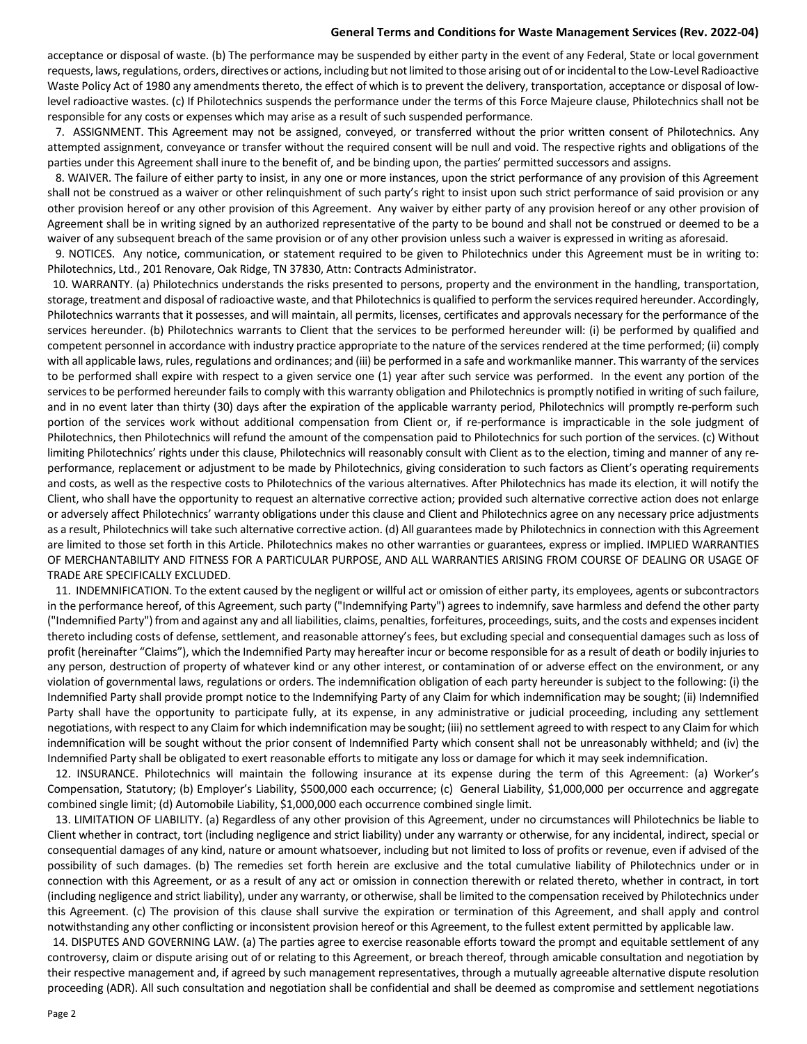acceptance or disposal of waste. (b) The performance may be suspended by either party in the event of any Federal, State or local government requests, laws, regulations, orders, directives or actions, including but not limited to those arising out of or incidental to the Low-Level Radioactive Waste Policy Act of 1980 any amendments thereto, the effect of which is to prevent the delivery, transportation, acceptance or disposal of low-level radioactive wastes. (c) If Philotechnics suspends the performance under the terms of this Force Majeure clause, Philotechnics shall not be responsible for any costs or expenses which may arise as a result of such suspended performance.

7. ASSIGNMENT. This Agreement may not be assigned, conveyed, or transferred without the prior written consent of Philotechnics. Any attempted assignment, conveyance or transfer without the required consent will be null and void. The respective rights and obligations of the parties under this Agreement shall inure to the benefit of, and be binding upon, the parties' permitted successors and assigns.

8. WAIVER. The failure of either party to insist, in any one or more instances, upon the strict performance of any provision of this Agreement shall not be construed as a waiver or other relinquishment of such party's right to insist upon such strict performance of said provision or any other provision hereof or any other provision of this Agreement. Any waiver by either party of any provision hereof or any other provision of Agreement shall be in writing signed by an authorized representative of the party to be bound and shall not be construed or deemed to be a waiver of any subsequent breach of the same provision or of any other provision unless such a waiver is expressed in writing as aforesaid.

9. NOTICES. Any notice, communication, or statement required to be given to Philotechnics under this Agreement must be in writing to: Philotechnics, Ltd., 201 Renovare, Oak Ridge, TN 37830, Attn: Contracts Administrator.

10. WARRANTY. (a) Philotechnics understands the risks presented to persons, property and the environment in the handling, transportation, storage, treatment and disposal of radioactive waste, and that Philotechnics is qualified to perform the services required hereunder. Accordingly, Philotechnics warrants that it possesses, and will maintain, all permits, licenses, certificates and approvals necessary for the performance of the services hereunder. (b) Philotechnics warrants to Client that the services to be performed hereunder will: (i) be performed by qualified and competent personnel in accordance with industry practice appropriate to the nature of the services rendered at the time performed; (ii) comply with all applicable laws, rules, regulations and ordinances; and (iii) be performed in a safe and workmanlike manner. This warranty of the services to be performed shall expire with respect to a given service one (1) year after such service was performed. In the event any portion of the services to be performed hereunder fails to comply with this warranty obligation and Philotechnics is promptly notified in writing of such failure, and in no event later than thirty (30) days after the expiration of the applicable warranty period, Philotechnics will promptly re-perform such portion of the services work without additional compensation from Client or, if re-performance is impracticable in the sole judgment of Philotechnics, then Philotechnics will refund the amount of the compensation paid to Philotechnics for such portion of the services. (c) Without limiting Philotechnics' rights under this clause, Philotechnics will reasonably consult with Client as to the election, timing and manner of any re-performance, replacement or adjustment to be made by Philotechnics, giving consideration to such factors as Client's operating requirements and costs, as well as the respective costs to Philotechnics of the various alternatives. After Philotechnics has made its election, it will notify the Client, who shall have the opportunity to request an alternative corrective action; provided such alternative corrective action does not enlarge or adversely affect Philotechnics' warranty obligations under this clause and Client and Philotechnics agree on any necessary price adjustments as a result, Philotechnics will take such alternative corrective action. (d) All guarantees made by Philotechnics in connection with this Agreement are limited to those set forth in this Article. Philotechnics makes no other warranties or guarantees, express or implied. IMPLIED WARRANTIES OF MERCHANTABILITY AND FITNESS FOR A PARTICULAR PURPOSE, AND ALL WARRANTIES ARISING FROM COURSE OF DEALING OR USAGE OF TRADE ARE SPECIFICALLY EXCLUDED.

11. INDEMNIFICATION. To the extent caused by the negligent or willful act or omission of either party, its employees, agents or subcontractors in the performance hereof, of this Agreement, such party ("Indemnifying Party") agrees to indemnify, save harmless and defend the other party ("Indemnified Party") from and against any and all liabilities, claims, penalties, forfeitures, proceedings, suits, and the costs and expenses incident thereto including costs of defense, settlement, and reasonable attorney's fees, but excluding special and consequential damages such as loss of profit (hereinafter "Claims"), which the Indemnified Party may hereafter incur or become responsible for as a result of death or bodily injuries to any person, destruction of property of whatever kind or any other interest, or contamination of or adverse effect on the environment, or any violation of governmental laws, regulations or orders. The indemnification obligation of each party hereunder is subject to the following: (i) the Indemnified Party shall provide prompt notice to the Indemnifying Party of any Claim for which indemnification may be sought; (ii) Indemnified Party shall have the opportunity to participate fully, at its expense, in any administrative or judicial proceeding, including any settlement negotiations, with respect to any Claim for which indemnification may be sought; (iii) no settlement agreed to with respect to any Claim for which indemnification will be sought without the prior consent of Indemnified Party which consent shall not be unreasonably withheld; and (iv) the Indemnified Party shall be obligated to exert reasonable efforts to mitigate any loss or damage for which it may seek indemnification.

12. INSURANCE. Philotechnics will maintain the following insurance at its expense during the term of this Agreement: (a) Worker's Compensation, Statutory; (b) Employer's Liability, $500,000 each occurrence; (c) General Liability, $1,000,000 per occurrence and aggregate combined single limit; (d) Automobile Liability, $1,000,000 each occurrence combined single limit.

13. LIMITATION OF LIABILITY. (a) Regardless of any other provision of this Agreement, under no circumstances will Philotechnics be liable to Client whether in contract, tort (including negligence and strict liability) under any warranty or otherwise, for any incidental, indirect, special or consequential damages of any kind, nature or amount whatsoever, including but not limited to loss of profits or revenue, even if advised of the possibility of such damages. (b) The remedies set forth herein are exclusive and the total cumulative liability of Philotechnics under or in connection with this Agreement, or as a result of any act or omission in connection therewith or related thereto, whether in contract, in tort (including negligence and strict liability), under any warranty, or otherwise, shall be limited to the compensation received by Philotechnics under this Agreement. (c) The provision of this clause shall survive the expiration or termination of this Agreement, and shall apply and control notwithstanding any other conflicting or inconsistent provision hereof or this Agreement, to the fullest extent permitted by applicable law.

14. DISPUTES AND GOVERNING LAW. (a) The parties agree to exercise reasonable efforts toward the prompt and equitable settlement of any controversy, claim or dispute arising out of or relating to this Agreement, or breach thereof, through amicable consultation and negotiation by their respective management and, if agreed by such management representatives, through a mutually agreeable alternative dispute resolution proceeding (ADR). All such consultation and negotiation shall be confidential and shall be deemed as compromise and settlement negotiations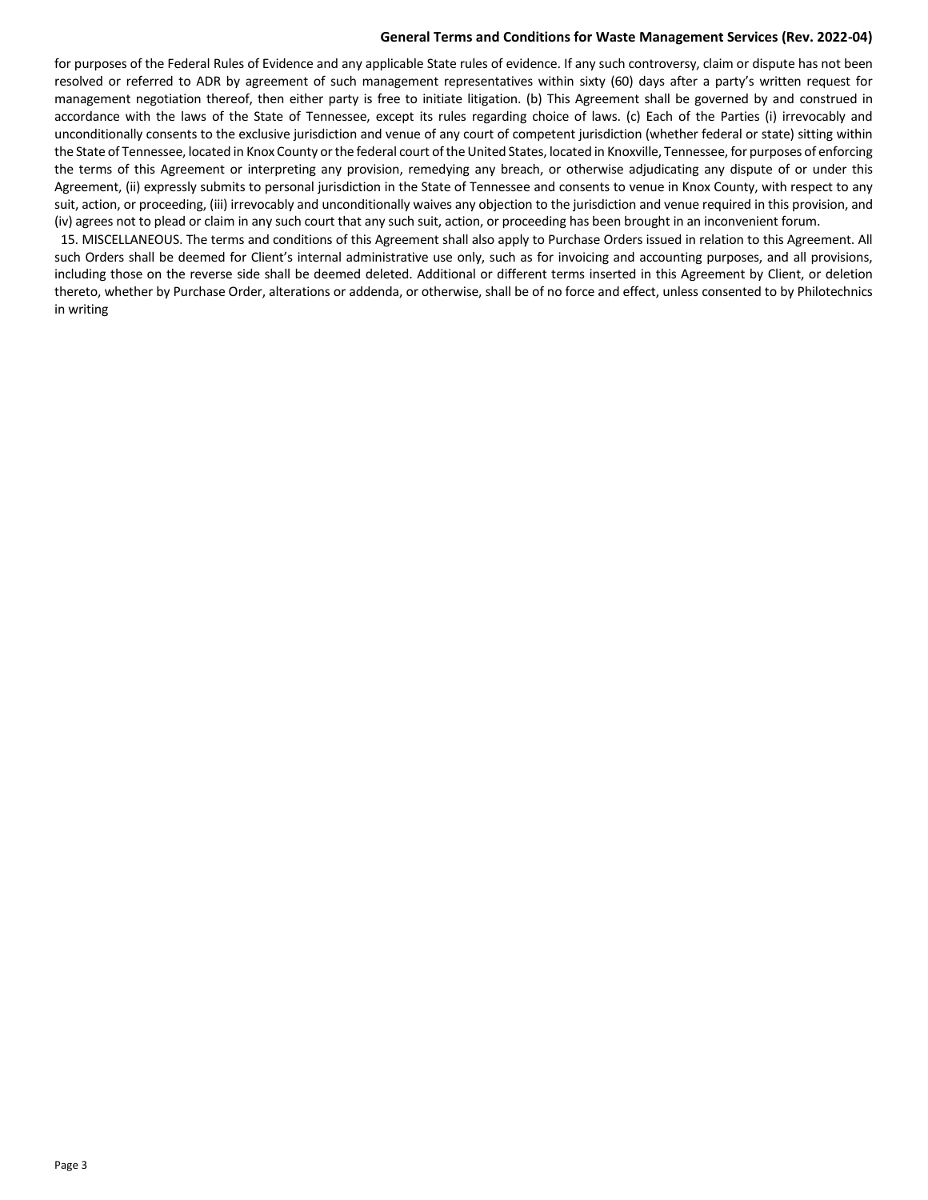for purposes of the Federal Rules of Evidence and any applicable State rules of evidence. If any such controversy, claim or dispute has not been resolved or referred to ADR by agreement of such management representatives within sixty (60) days after a party's written request for management negotiation thereof, then either party is free to initiate litigation. (b) This Agreement shall be governed by and construed in accordance with the laws of the State of Tennessee, except its rules regarding choice of laws. (c) Each of the Parties (i) irrevocably and unconditionally consents to the exclusive jurisdiction and venue of any court of competent jurisdiction (whether federal or state) sitting within the State of Tennessee, located in Knox County or the federal court of the United States, located in Knoxville, Tennessee, for purposes of enforcing the terms of this Agreement or interpreting any provision, remedying any breach, or otherwise adjudicating any dispute of or under this Agreement, (ii) expressly submits to personal jurisdiction in the State of Tennessee and consents to venue in Knox County, with respect to any suit, action, or proceeding, (iii) irrevocably and unconditionally waives any objection to the jurisdiction and venue required in this provision, and (iv) agrees not to plead or claim in any such court that any such suit, action, or proceeding has been brought in an inconvenient forum.

15. MISCELLANEOUS. The terms and conditions of this Agreement shall also apply to Purchase Orders issued in relation to this Agreement. All such Orders shall be deemed for Client's internal administrative use only, such as for invoicing and accounting purposes, and all provisions, including those on the reverse side shall be deemed deleted. Additional or different terms inserted in this Agreement by Client, or deletion thereto, whether by Purchase Order, alterations or addenda, or otherwise, shall be of no force and effect, unless consented to by Philotechnics in writing